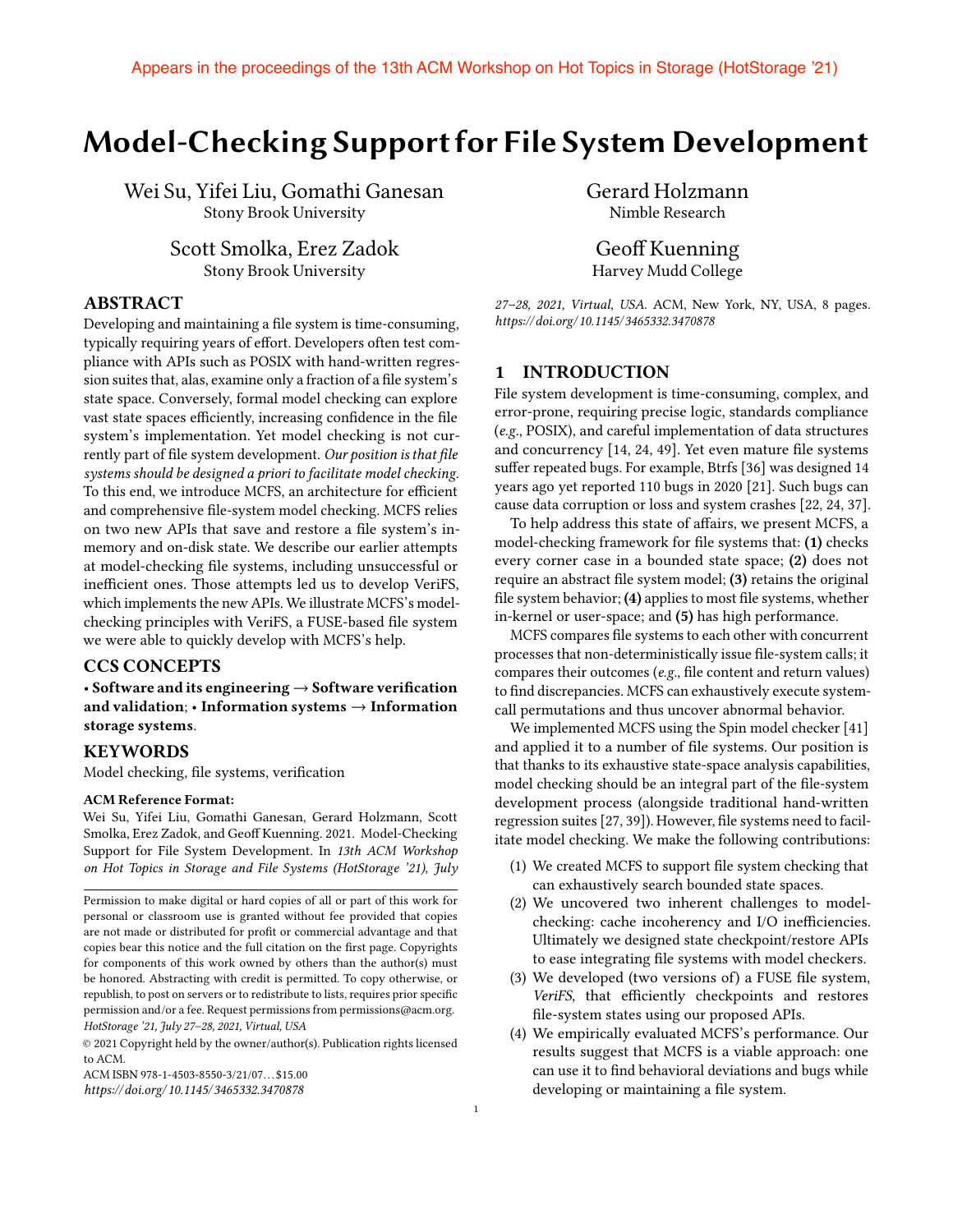Appears in the proceedings of the 13th ACM Workshop on Hot Topics in Storage (HotStorage '21)

# Model-Checking Support for File System Development

Wei Su, Yifei Liu, Gomathi Ganesan
Stony Brook University

Scott Smolka, Erez Zadok
Stony Brook University

Gerard Holzmann
Nimble Research

Geoff Kuenning
Harvey Mudd College

## ABSTRACT

Developing and maintaining a file system is time-consuming, typically requiring years of effort. Developers often test compliance with APIs such as POSIX with hand-written regression suites that, alas, examine only a fraction of a file system's state space. Conversely, formal model checking can explore vast state spaces efficiently, increasing confidence in the file system's implementation. Yet model checking is not currently part of file system development. *Our position is that file systems should be designed a priori to facilitate model checking.* To this end, we introduce MCFS, an architecture for efficient and comprehensive file-system model checking. MCFS relies on two new APIs that save and restore a file system's in-memory and on-disk state. We describe our earlier attempts at model-checking file systems, including unsuccessful or inefficient ones. Those attempts led us to develop VeriFS, which implements the new APIs. We illustrate MCFS's model-checking principles with VeriFS, a FUSE-based file system we were able to quickly develop with MCFS's help.

## CCS CONCEPTS

• **Software and its engineering** → **Software verification and validation**; • **Information systems** → **Information storage systems**.

## KEYWORDS

Model checking, file systems, verification

**ACM Reference Format:**
Wei Su, Yifei Liu, Gomathi Ganesan, Gerard Holzmann, Scott Smolka, Erez Zadok, and Geoff Kuenning. 2021. Model-Checking Support for File System Development. In *13th ACM Workshop on Hot Topics in Storage and File Systems (HotStorage '21), July 27–28, 2021, Virtual, USA.* ACM, New York, NY, USA, 8 pages. *https://doi.org/10.1145/3465332.3470878*

Permission to make digital or hard copies of all or part of this work for personal or classroom use is granted without fee provided that copies are not made or distributed for profit or commercial advantage and that copies bear this notice and the full citation on the first page. Copyrights for components of this work owned by others than the author(s) must be honored. Abstracting with credit is permitted. To copy otherwise, or republish, to post on servers or to redistribute to lists, requires prior specific permission and/or a fee. Request permissions from permissions@acm.org.
*HotStorage '21, July 27–28, 2021, Virtual, USA*
© 2021 Copyright held by the owner/author(s). Publication rights licensed to ACM.
ACM ISBN 978-1-4503-8550-3/21/07...$15.00
*https://doi.org/10.1145/3465332.3470878*

## 1 INTRODUCTION

File system development is time-consuming, complex, and error-prone, requiring precise logic, standards compliance (*e.g.*, POSIX), and careful implementation of data structures and concurrency [14, 24, 49]. Yet even mature file systems suffer repeated bugs. For example, Btrfs [36] was designed 14 years ago yet reported 110 bugs in 2020 [21]. Such bugs can cause data corruption or loss and system crashes [22, 24, 37].

To help address this state of affairs, we present MCFS, a model-checking framework for file systems that: **(1)** checks every corner case in a bounded state space; **(2)** does not require an abstract file system model; **(3)** retains the original file system behavior; **(4)** applies to most file systems, whether in-kernel or user-space; and **(5)** has high performance.

MCFS compares file systems to each other with concurrent processes that non-deterministically issue file-system calls; it compares their outcomes (*e.g.*, file content and return values) to find discrepancies. MCFS can exhaustively execute system-call permutations and thus uncover abnormal behavior.

We implemented MCFS using the Spin model checker [41] and applied it to a number of file systems. Our position is that thanks to its exhaustive state-space analysis capabilities, model checking should be an integral part of the file-system development process (alongside traditional hand-written regression suites [27, 39]). However, file systems need to facilitate model checking. We make the following contributions:

1. We created MCFS to support file system checking that can exhaustively search bounded state spaces.
2. We uncovered two inherent challenges to model-checking: cache incoherency and I/O inefficiencies. Ultimately we designed state checkpoint/restore APIs to ease integrating file systems with model checkers.
3. We developed (two versions of) a FUSE file system, *VeriFS*, that efficiently checkpoints and restores file-system states using our proposed APIs.
4. We empirically evaluated MCFS's performance. Our results suggest that MCFS is a viable approach: one can use it to find behavioral deviations and bugs while developing or maintaining a file system.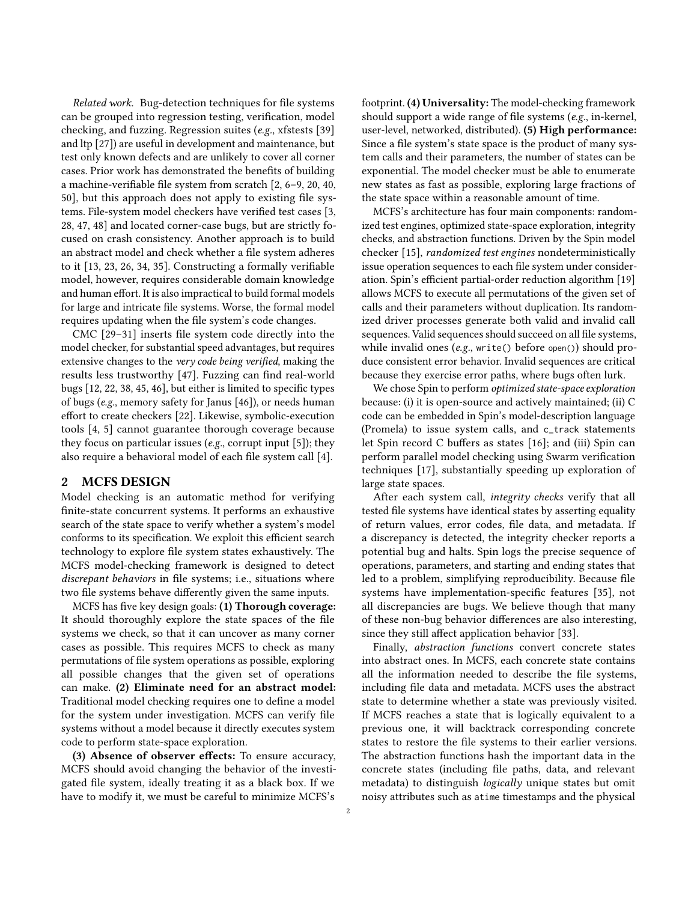*Related work.* Bug-detection techniques for file systems can be grouped into regression testing, verification, model checking, and fuzzing. Regression suites (*e.g.*, xfstests [39] and ltp [27]) are useful in development and maintenance, but test only known defects and are unlikely to cover all corner cases. Prior work has demonstrated the benefits of building a machine-verifiable file system from scratch [2, 6–9, 20, 40, 50], but this approach does not apply to existing file systems. File-system model checkers have verified test cases [3, 28, 47, 48] and located corner-case bugs, but are strictly focused on crash consistency. Another approach is to build an abstract model and check whether a file system adheres to it [13, 23, 26, 34, 35]. Constructing a formally verifiable model, however, requires considerable domain knowledge and human effort. It is also impractical to build formal models for large and intricate file systems. Worse, the formal model requires updating when the file system's code changes.

CMC [29–31] inserts file system code directly into the model checker, for substantial speed advantages, but requires extensive changes to the *very code being verified*, making the results less trustworthy [47]. Fuzzing can find real-world bugs [12, 22, 38, 45, 46], but either is limited to specific types of bugs (*e.g.*, memory safety for Janus [46]), or needs human effort to create checkers [22]. Likewise, symbolic-execution tools [4, 5] cannot guarantee thorough coverage because they focus on particular issues (*e.g.*, corrupt input [5]); they also require a behavioral model of each file system call [4].

## 2 MCFS DESIGN

Model checking is an automatic method for verifying finite-state concurrent systems. It performs an exhaustive search of the state space to verify whether a system's model conforms to its specification. We exploit this efficient search technology to explore file system states exhaustively. The MCFS model-checking framework is designed to detect *discrepant behaviors* in file systems; i.e., situations where two file systems behave differently given the same inputs.

MCFS has five key design goals: **(1) Thorough coverage:** It should thoroughly explore the state spaces of the file systems we check, so that it can uncover as many corner cases as possible. This requires MCFS to check as many permutations of file system operations as possible, exploring all possible changes that the given set of operations can make. **(2) Eliminate need for an abstract model:** Traditional model checking requires one to define a model for the system under investigation. MCFS can verify file systems without a model because it directly executes system code to perform state-space exploration.

**(3) Absence of observer effects:** To ensure accuracy, MCFS should avoid changing the behavior of the investigated file system, ideally treating it as a black box. If we have to modify it, we must be careful to minimize MCFS's footprint. **(4) Universality:** The model-checking framework should support a wide range of file systems (*e.g.*, in-kernel, user-level, networked, distributed). **(5) High performance:** Since a file system's state space is the product of many system calls and their parameters, the number of states can be exponential. The model checker must be able to enumerate new states as fast as possible, exploring large fractions of the state space within a reasonable amount of time.

MCFS's architecture has four main components: randomized test engines, optimized state-space exploration, integrity checks, and abstraction functions. Driven by the Spin model checker [15], *randomized test engines* nondeterministically issue operation sequences to each file system under consideration. Spin's efficient partial-order reduction algorithm [19] allows MCFS to execute all permutations of the given set of calls and their parameters without duplication. Its randomized driver processes generate both valid and invalid call sequences. Valid sequences should succeed on all file systems, while invalid ones (*e.g.*, `write()` before `open()`) should produce consistent error behavior. Invalid sequences are critical because they exercise error paths, where bugs often lurk.

We chose Spin to perform *optimized state-space exploration* because: (i) it is open-source and actively maintained; (ii) C code can be embedded in Spin's model-description language (Promela) to issue system calls, and `c_track` statements let Spin record C buffers as states [16]; and (iii) Spin can perform parallel model checking using Swarm verification techniques [17], substantially speeding up exploration of large state spaces.

After each system call, *integrity checks* verify that all tested file systems have identical states by asserting equality of return values, error codes, file data, and metadata. If a discrepancy is detected, the integrity checker reports a potential bug and halts. Spin logs the precise sequence of operations, parameters, and starting and ending states that led to a problem, simplifying reproducibility. Because file systems have implementation-specific features [35], not all discrepancies are bugs. We believe though that many of these non-bug behavior differences are also interesting, since they still affect application behavior [33].

Finally, *abstraction functions* convert concrete states into abstract ones. In MCFS, each concrete state contains all the information needed to describe the file systems, including file data and metadata. MCFS uses the abstract state to determine whether a state was previously visited. If MCFS reaches a state that is logically equivalent to a previous one, it will backtrack corresponding concrete states to restore the file systems to their earlier versions. The abstraction functions hash the important data in the concrete states (including file paths, data, and relevant metadata) to distinguish *logically* unique states but omit noisy attributes such as `atime` timestamps and the physical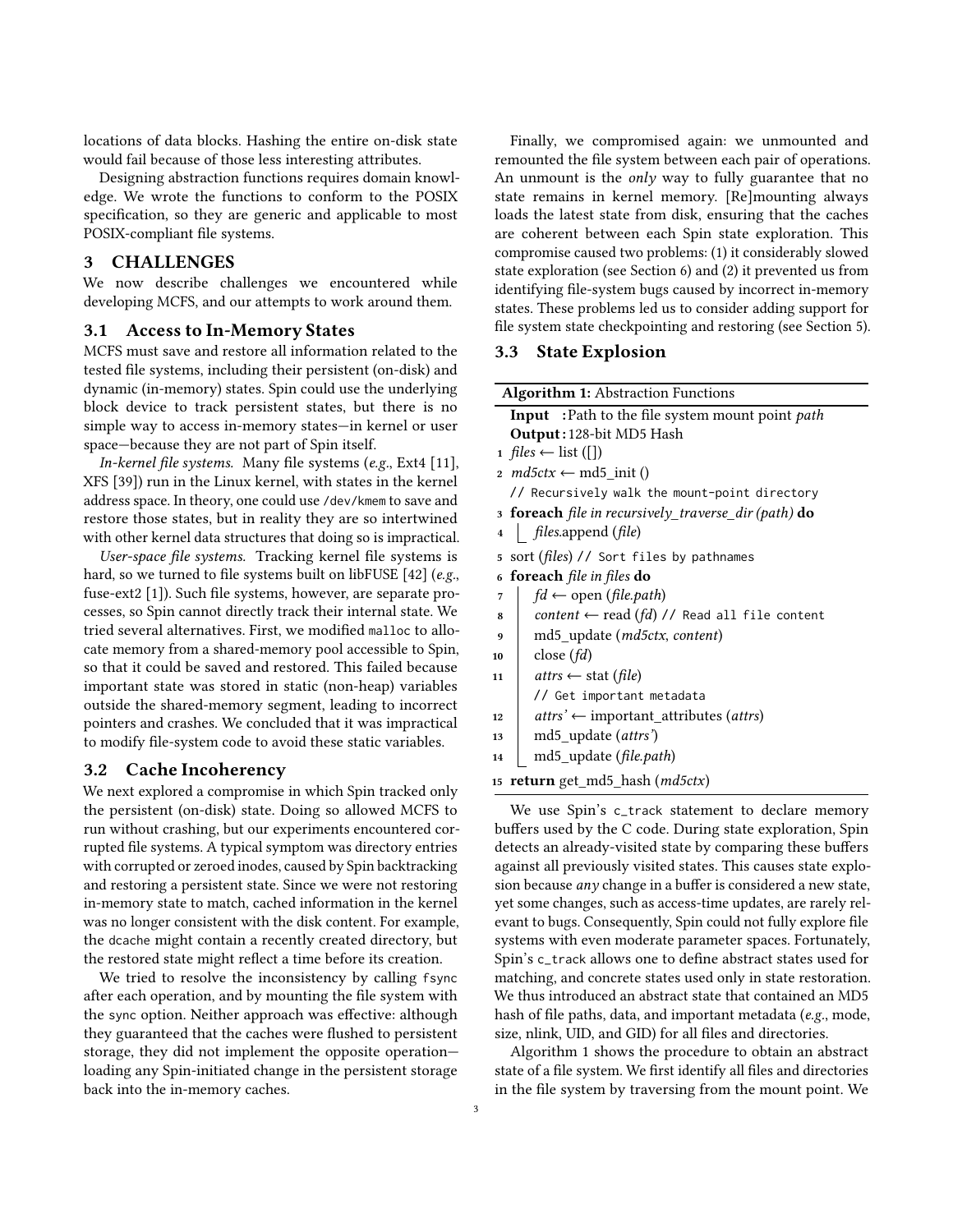locations of data blocks. Hashing the entire on-disk state would fail because of those less interesting attributes.

Designing abstraction functions requires domain knowledge. We wrote the functions to conform to the POSIX specification, so they are generic and applicable to most POSIX-compliant file systems.

## 3 CHALLENGES

We now describe challenges we encountered while developing MCFS, and our attempts to work around them.

### 3.1 Access to In-Memory States

MCFS must save and restore all information related to the tested file systems, including their persistent (on-disk) and dynamic (in-memory) states. Spin could use the underlying block device to track persistent states, but there is no simple way to access in-memory states—in kernel or user space—because they are not part of Spin itself.

*In-kernel file systems.* Many file systems (*e.g.*, Ext4 [11], XFS [39]) run in the Linux kernel, with states in the kernel address space. In theory, one could use `/dev/kmem` to save and restore those states, but in reality they are so intertwined with other kernel data structures that doing so is impractical.

*User-space file systems.* Tracking kernel file systems is hard, so we turned to file systems built on libFUSE [42] (*e.g.*, fuse-ext2 [1]). Such file systems, however, are separate processes, so Spin cannot directly track their internal state. We tried several alternatives. First, we modified `malloc` to allocate memory from a shared-memory pool accessible to Spin, so that it could be saved and restored. This failed because important state was stored in static (non-heap) variables outside the shared-memory segment, leading to incorrect pointers and crashes. We concluded that it was impractical to modify file-system code to avoid these static variables.

### 3.2 Cache Incoherency

We next explored a compromise in which Spin tracked only the persistent (on-disk) state. Doing so allowed MCFS to run without crashing, but our experiments encountered corrupted file systems. A typical symptom was directory entries with corrupted or zeroed inodes, caused by Spin backtracking and restoring a persistent state. Since we were not restoring in-memory state to match, cached information in the kernel was no longer consistent with the disk content. For example, the `dcache` might contain a recently created directory, but the restored state might reflect a time before its creation.

We tried to resolve the inconsistency by calling `fsync` after each operation, and by mounting the file system with the `sync` option. Neither approach was effective: although they guaranteed that the caches were flushed to persistent storage, they did not implement the opposite operation—loading any Spin-initiated change in the persistent storage back into the in-memory caches.

Finally, we compromised again: we unmounted and remounted the file system between each pair of operations. An unmount is the *only* way to fully guarantee that no state remains in kernel memory. [Re]mounting always loads the latest state from disk, ensuring that the caches are coherent between each Spin state exploration. This compromise caused two problems: (1) it considerably slowed state exploration (see Section 6) and (2) it prevented us from identifying file-system bugs caused by incorrect in-memory states. These problems led us to consider adding support for file system state checkpointing and restoring (see Section 5).

### 3.3 State Explosion

**Algorithm 1:** Abstraction Functions

```
Input  : Path to the file system mount point path
Output : 128-bit MD5 Hash
1  files ← list ([])
2  md5ctx ← md5_init ()
   // Recursively walk the mount-point directory
3  foreach file in recursively_traverse_dir (path) do
4  |   files.append (file)
5  sort (files) // Sort files by pathnames
6  foreach file in files do
7  |   fd ← open (file.path)
8  |   content ← read (fd) // Read all file content
9  |   md5_update (md5ctx, content)
10 |   close (fd)
11 |   attrs ← stat (file)
   |   // Get important metadata
12 |   attrs' ← important_attributes (attrs)
13 |   md5_update (attrs')
14 |   md5_update (file.path)
15 return get_md5_hash (md5ctx)
```

We use Spin's `c_track` statement to declare memory buffers used by the C code. During state exploration, Spin detects an already-visited state by comparing these buffers against all previously visited states. This causes state explosion because *any* change in a buffer is considered a new state, yet some changes, such as access-time updates, are rarely relevant to bugs. Consequently, Spin could not fully explore file systems with even moderate parameter spaces. Fortunately, Spin's `c_track` allows one to define abstract states used for matching, and concrete states used only in state restoration. We thus introduced an abstract state that contained an MD5 hash of file paths, data, and important metadata (*e.g.*, mode, size, nlink, UID, and GID) for all files and directories.

Algorithm 1 shows the procedure to obtain an abstract state of a file system. We first identify all files and directories in the file system by traversing from the mount point. We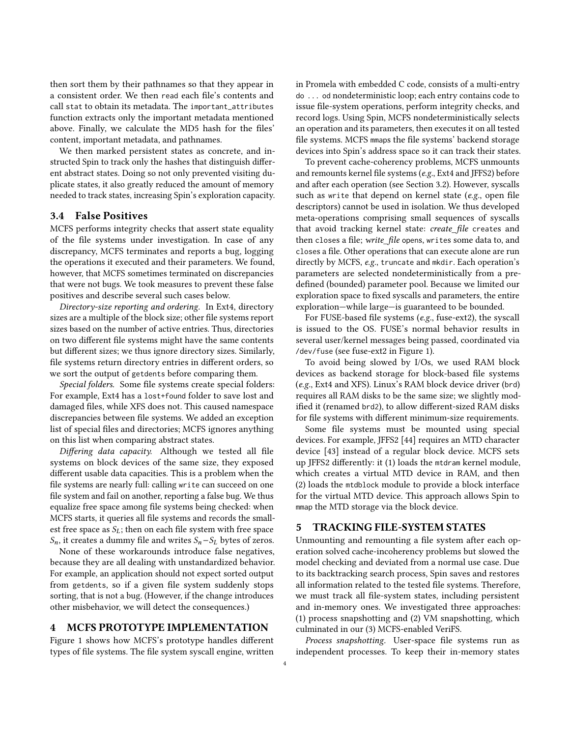then sort them by their pathnames so that they appear in a consistent order. We then `read` each file's contents and call `stat` to obtain its metadata. The `important_attributes` function extracts only the important metadata mentioned above. Finally, we calculate the MD5 hash for the files' content, important metadata, and pathnames.

We then marked persistent states as concrete, and instructed Spin to track only the hashes that distinguish different abstract states. Doing so not only prevented visiting duplicate states, it also greatly reduced the amount of memory needed to track states, increasing Spin's exploration capacity.

### 3.4 False Positives

MCFS performs integrity checks that assert state equality of the file systems under investigation. In case of any discrepancy, MCFS terminates and reports a bug, logging the operations it executed and their parameters. We found, however, that MCFS sometimes terminated on discrepancies that were not bugs. We took measures to prevent these false positives and describe several such cases below.

*Directory-size reporting and ordering.* In Ext4, directory sizes are a multiple of the block size; other file systems report sizes based on the number of active entries. Thus, directories on two different file systems might have the same contents but different sizes; we thus ignore directory sizes. Similarly, file systems return directory entries in different orders, so we sort the output of `getdents` before comparing them.

*Special folders.* Some file systems create special folders: For example, Ext4 has a `lost+found` folder to save lost and damaged files, while XFS does not. This caused namespace discrepancies between file systems. We added an exception list of special files and directories; MCFS ignores anything on this list when comparing abstract states.

*Differing data capacity.* Although we tested all file systems on block devices of the same size, they exposed different usable data capacities. This is a problem when the file systems are nearly full: calling `write` can succeed on one file system and fail on another, reporting a false bug. We thus equalize free space among file systems being checked: when MCFS starts, it queries all file systems and records the smallest free space as $S_L$; then on each file system with free space $S_n$, it creates a dummy file and writes $S_n - S_L$ bytes of zeros.

None of these workarounds introduce false negatives, because they are all dealing with unstandardized behavior. For example, an application should not expect sorted output from `getdents`, so if a given file system suddenly stops sorting, that is not a bug. (However, if the change introduces other misbehavior, we will detect the consequences.)

## 4 MCFS PROTOTYPE IMPLEMENTATION

Figure 1 shows how MCFS's prototype handles different types of file systems. The file system syscall engine, written in Promela with embedded C code, consists of a multi-entry `do ... od` nondeterministic loop; each entry contains code to issue file-system operations, perform integrity checks, and record logs. Using Spin, MCFS nondeterministically selects an operation and its parameters, then executes it on all tested file systems. MCFS `mmap`s the file systems' backend storage devices into Spin's address space so it can track their states.

To prevent cache-coherency problems, MCFS unmounts and remounts kernel file systems (*e.g.*, Ext4 and JFFS2) before and after each operation (see Section 3.2). However, syscalls such as `write` that depend on kernel state (*e.g.*, open file descriptors) cannot be used in isolation. We thus developed meta-operations comprising small sequences of syscalls that avoid tracking kernel state: *create_file* `creat`es and then `close`s a file; *write_file* `open`s, `write`s some data to, and `close`s a file. Other operations that can execute alone are run directly by MCFS, *e.g.*, `truncate` and `mkdir`. Each operation's parameters are selected nondeterministically from a predefined (bounded) parameter pool. Because we limited our exploration space to fixed syscalls and parameters, the entire exploration—while large—is guaranteed to be bounded.

For FUSE-based file systems (*e.g.*, fuse-ext2), the syscall is issued to the OS. FUSE's normal behavior results in several user/kernel messages being passed, coordinated via `/dev/fuse` (see fuse-ext2 in Figure 1).

To avoid being slowed by I/Os, we used RAM block devices as backend storage for block-based file systems (*e.g.*, Ext4 and XFS). Linux's RAM block device driver (`brd`) requires all RAM disks to be the same size; we slightly modified it (renamed `brd2`), to allow different-sized RAM disks for file systems with different minimum-size requirements.

Some file systems must be mounted using special devices. For example, JFFS2 [44] requires an MTD character device [43] instead of a regular block device. MCFS sets up JFFS2 differently: it (1) loads the `mtdram` kernel module, which creates a virtual MTD device in RAM, and then (2) loads the `mtdblock` module to provide a block interface for the virtual MTD device. This approach allows Spin to `mmap` the MTD storage via the block device.

## 5 TRACKING FILE-SYSTEM STATES

Unmounting and remounting a file system after each operation solved cache-incoherency problems but slowed the model checking and deviated from a normal use case. Due to its backtracking search process, Spin saves and restores all information related to the tested file systems. Therefore, we must track all file-system states, including persistent and in-memory ones. We investigated three approaches: (1) process snapshotting and (2) VM snapshotting, which culminated in our (3) MCFS-enabled VeriFS.

*Process snapshotting.* User-space file systems run as independent processes. To keep their in-memory states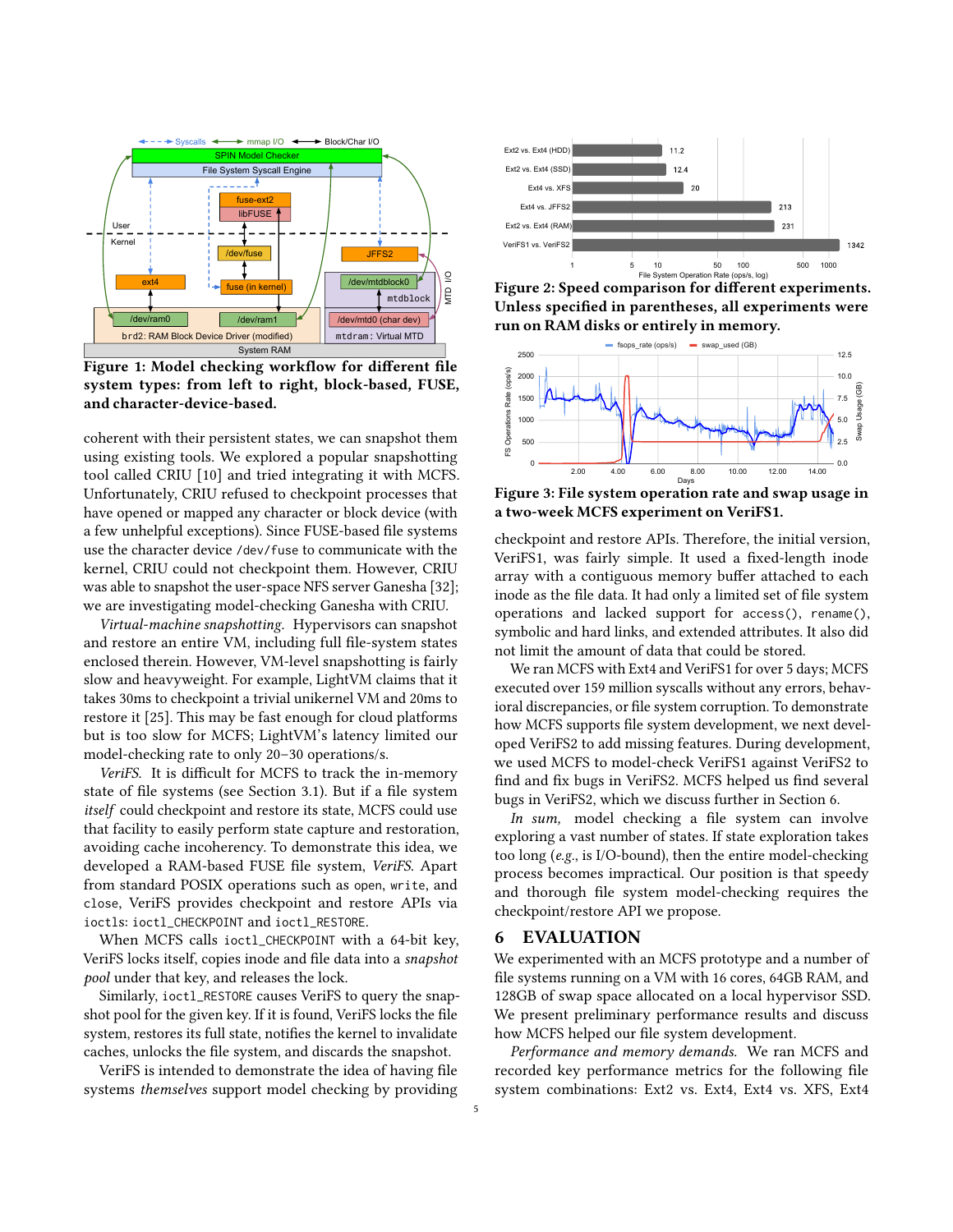**Figure 1: Model checking workflow for different file system types: from left to right, block-based, FUSE, and character-device-based.**

coherent with their persistent states, we can snapshot them using existing tools. We explored a popular snapshotting tool called CRIU [10] and tried integrating it with MCFS. Unfortunately, CRIU refused to checkpoint processes that have opened or mapped any character or block device (with a few unhelpful exceptions). Since FUSE-based file systems use the character device `/dev/fuse` to communicate with the kernel, CRIU could not checkpoint them. However, CRIU was able to snapshot the user-space NFS server Ganesha [32]; we are investigating model-checking Ganesha with CRIU.

*Virtual-machine snapshotting.* Hypervisors can snapshot and restore an entire VM, including full file-system states enclosed therein. However, VM-level snapshotting is fairly slow and heavyweight. For example, LightVM claims that it takes 30ms to checkpoint a trivial unikernel VM and 20ms to restore it [25]. This may be fast enough for cloud platforms but is too slow for MCFS; LightVM's latency limited our model-checking rate to only 20–30 operations/s.

*VeriFS.* It is difficult for MCFS to track the in-memory state of file systems (see Section 3.1). But if a file system *itself* could checkpoint and restore its state, MCFS could use that facility to easily perform state capture and restoration, avoiding cache incoherency. To demonstrate this idea, we developed a RAM-based FUSE file system, *VeriFS*. Apart from standard POSIX operations such as `open`, `write`, and `close`, VeriFS provides checkpoint and restore APIs via ioctls: `ioctl_CHECKPOINT` and `ioctl_RESTORE`.

When MCFS calls `ioctl_CHECKPOINT` with a 64-bit key, VeriFS locks itself, copies inode and file data into a *snapshot pool* under that key, and releases the lock.

Similarly, `ioctl_RESTORE` causes VeriFS to query the snapshot pool for the given key. If it is found, VeriFS locks the file system, restores its full state, notifies the kernel to invalidate caches, unlocks the file system, and discards the snapshot.

VeriFS is intended to demonstrate the idea of having file systems *themselves* support model checking by providing

**Figure 2: Speed comparison for different experiments. Unless specified in parentheses, all experiments were run on RAM disks or entirely in memory.**

**Figure 3: File system operation rate and swap usage in a two-week MCFS experiment on VeriFS1.**

checkpoint and restore APIs. Therefore, the initial version, VeriFS1, was fairly simple. It used a fixed-length inode array with a contiguous memory buffer attached to each inode as the file data. It had only a limited set of file system operations and lacked support for `access()`, `rename()`, symbolic and hard links, and extended attributes. It also did not limit the amount of data that could be stored.

We ran MCFS with Ext4 and VeriFS1 for over 5 days; MCFS executed over 159 million syscalls without any errors, behavioral discrepancies, or file system corruption. To demonstrate how MCFS supports file system development, we next developed VeriFS2 to add missing features. During development, we used MCFS to model-check VeriFS1 against VeriFS2 to find and fix bugs in VeriFS2. MCFS helped us find several bugs in VeriFS2, which we discuss further in Section 6.

*In sum,* model checking a file system can involve exploring a vast number of states. If state exploration takes too long (*e.g.*, is I/O-bound), then the entire model-checking process becomes impractical. Our position is that speedy and thorough file system model-checking requires the checkpoint/restore API we propose.

## 6 EVALUATION

We experimented with an MCFS prototype and a number of file systems running on a VM with 16 cores, 64GB RAM, and 128GB of swap space allocated on a local hypervisor SSD. We present preliminary performance results and discuss how MCFS helped our file system development.

*Performance and memory demands.* We ran MCFS and recorded key performance metrics for the following file system combinations: Ext2 vs. Ext4, Ext4 vs. XFS, Ext4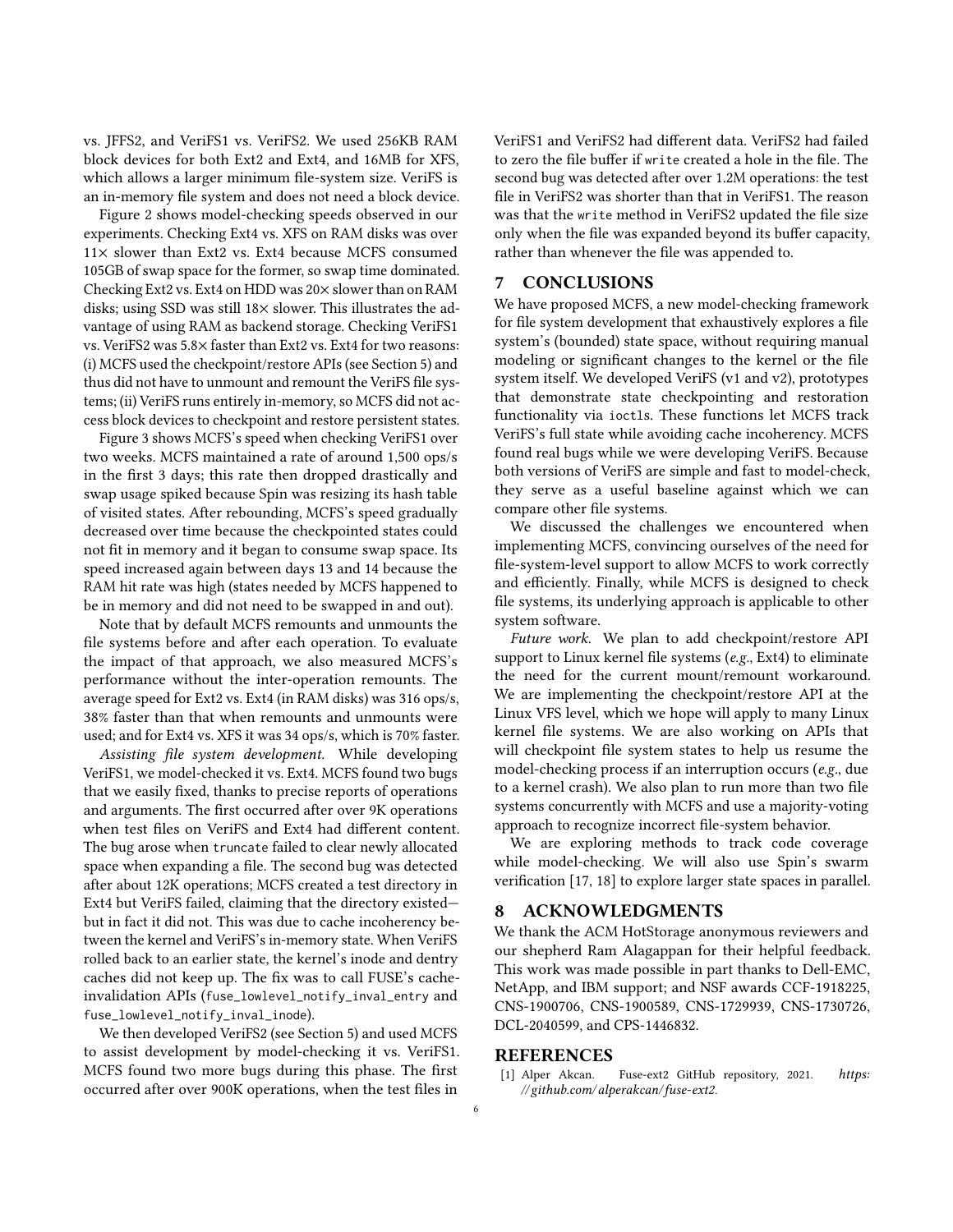vs. JFFS2, and VeriFS1 vs. VeriFS2. We used 256KB RAM block devices for both Ext2 and Ext4, and 16MB for XFS, which allows a larger minimum file-system size. VeriFS is an in-memory file system and does not need a block device.

Figure 2 shows model-checking speeds observed in our experiments. Checking Ext4 vs. XFS on RAM disks was over 11× slower than Ext2 vs. Ext4 because MCFS consumed 105GB of swap space for the former, so swap time dominated. Checking Ext2 vs. Ext4 on HDD was 20× slower than on RAM disks; using SSD was still 18× slower. This illustrates the advantage of using RAM as backend storage. Checking VeriFS1 vs. VeriFS2 was 5.8× faster than Ext2 vs. Ext4 for two reasons: (i) MCFS used the checkpoint/restore APIs (see Section 5) and thus did not have to unmount and remount the VeriFS file systems; (ii) VeriFS runs entirely in-memory, so MCFS did not access block devices to checkpoint and restore persistent states.

Figure 3 shows MCFS's speed when checking VeriFS1 over two weeks. MCFS maintained a rate of around 1,500 ops/s in the first 3 days; this rate then dropped drastically and swap usage spiked because Spin was resizing its hash table of visited states. After rebounding, MCFS's speed gradually decreased over time because the checkpointed states could not fit in memory and it began to consume swap space. Its speed increased again between days 13 and 14 because the RAM hit rate was high (states needed by MCFS happened to be in memory and did not need to be swapped in and out).

Note that by default MCFS remounts and unmounts the file systems before and after each operation. To evaluate the impact of that approach, we also measured MCFS's performance without the inter-operation remounts. The average speed for Ext2 vs. Ext4 (in RAM disks) was 316 ops/s, 38% faster than that when remounts and unmounts were used; and for Ext4 vs. XFS it was 34 ops/s, which is 70% faster.

*Assisting file system development.* While developing VeriFS1, we model-checked it vs. Ext4. MCFS found two bugs that we easily fixed, thanks to precise reports of operations and arguments. The first occurred after over 9K operations when test files on VeriFS and Ext4 had different content. The bug arose when `truncate` failed to clear newly allocated space when expanding a file. The second bug was detected after about 12K operations; MCFS created a test directory in Ext4 but VeriFS failed, claiming that the directory existed—but in fact it did not. This was due to cache incoherency between the kernel and VeriFS's in-memory state. When VeriFS rolled back to an earlier state, the kernel's inode and dentry caches did not keep up. The fix was to call FUSE's cache-invalidation APIs (`fuse_lowlevel_notify_inval_entry` and `fuse_lowlevel_notify_inval_inode`).

We then developed VeriFS2 (see Section 5) and used MCFS to assist development by model-checking it vs. VeriFS1. MCFS found two more bugs during this phase. The first occurred after over 900K operations, when the test files in VeriFS1 and VeriFS2 had different data. VeriFS2 had failed to zero the file buffer if `write` created a hole in the file. The second bug was detected after over 1.2M operations: the test file in VeriFS2 was shorter than that in VeriFS1. The reason was that the `write` method in VeriFS2 updated the file size only when the file was expanded beyond its buffer capacity, rather than whenever the file was appended to.

## 7 CONCLUSIONS

We have proposed MCFS, a new model-checking framework for file system development that exhaustively explores a file system's (bounded) state space, without requiring manual modeling or significant changes to the kernel or the file system itself. We developed VeriFS (v1 and v2), prototypes that demonstrate state checkpointing and restoration functionality via `ioctl`s. These functions let MCFS track VeriFS's full state while avoiding cache incoherency. MCFS found real bugs while we were developing VeriFS. Because both versions of VeriFS are simple and fast to model-check, they serve as a useful baseline against which we can compare other file systems.

We discussed the challenges we encountered when implementing MCFS, convincing ourselves of the need for file-system-level support to allow MCFS to work correctly and efficiently. Finally, while MCFS is designed to check file systems, its underlying approach is applicable to other system software.

*Future work.* We plan to add checkpoint/restore API support to Linux kernel file systems (*e.g.*, Ext4) to eliminate the need for the current mount/remount workaround. We are implementing the checkpoint/restore API at the Linux VFS level, which we hope will apply to many Linux kernel file systems. We are also working on APIs that will checkpoint file system states to help us resume the model-checking process if an interruption occurs (*e.g.*, due to a kernel crash). We also plan to run more than two file systems concurrently with MCFS and use a majority-voting approach to recognize incorrect file-system behavior.

We are exploring methods to track code coverage while model-checking. We will also use Spin's swarm verification [17, 18] to explore larger state spaces in parallel.

## 8 ACKNOWLEDGMENTS

We thank the ACM HotStorage anonymous reviewers and our shepherd Ram Alagappan for their helpful feedback. This work was made possible in part thanks to Dell-EMC, NetApp, and IBM support; and NSF awards CCF-1918225, CNS-1900706, CNS-1900589, CNS-1729939, CNS-1730726, DCL-2040599, and CPS-1446832.

## REFERENCES

[1] Alper Akcan. Fuse-ext2 GitHub repository, 2021. *https://github.com/alperakcan/fuse-ext2.*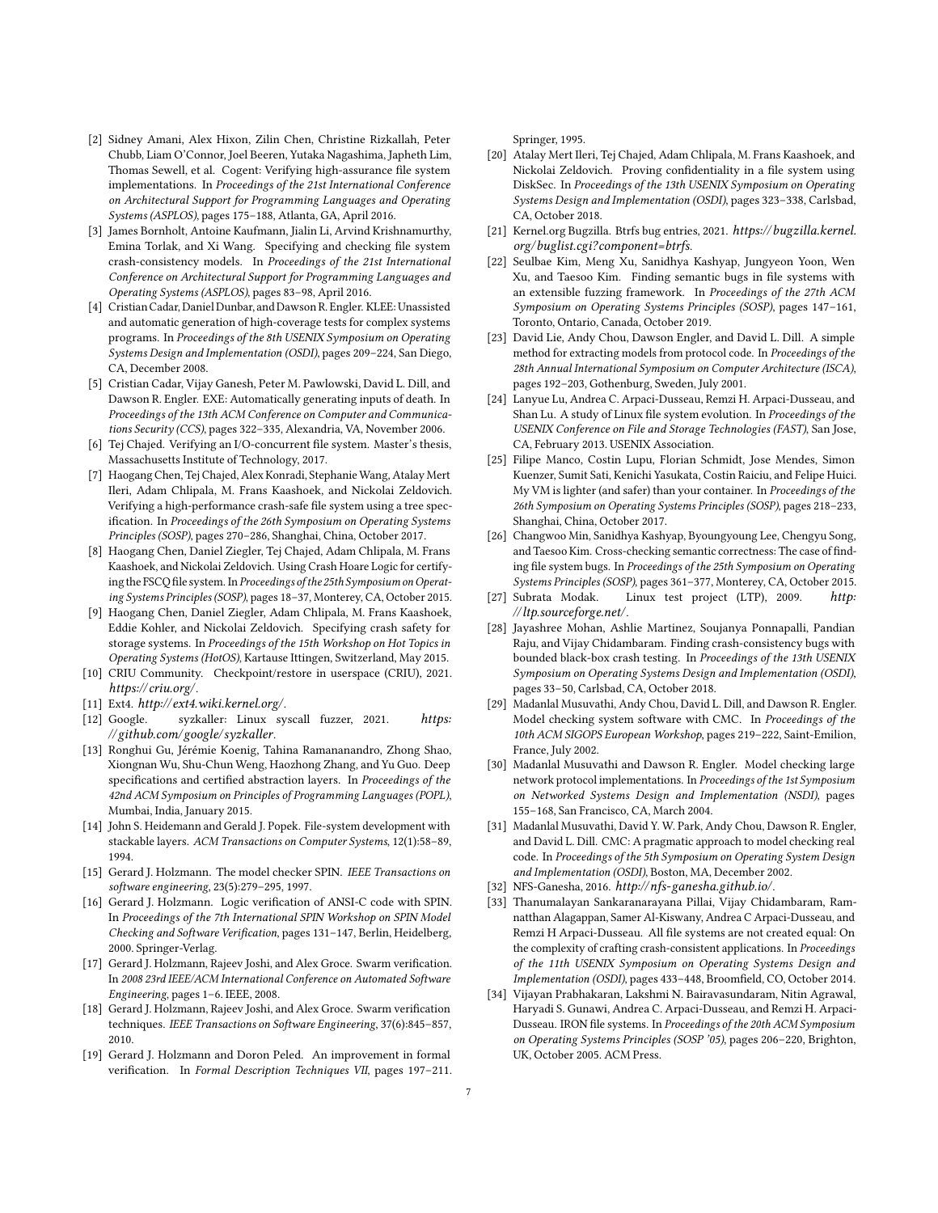- [2] Sidney Amani, Alex Hixon, Zilin Chen, Christine Rizkallah, Peter Chubb, Liam O'Connor, Joel Beeren, Yutaka Nagashima, Japheth Lim, Thomas Sewell, et al. Cogent: Verifying high-assurance file system implementations. In *Proceedings of the 21st International Conference on Architectural Support for Programming Languages and Operating Systems (ASPLOS)*, pages 175–188, Atlanta, GA, April 2016.
- [3] James Bornholt, Antoine Kaufmann, Jialin Li, Arvind Krishnamurthy, Emina Torlak, and Xi Wang. Specifying and checking file system crash-consistency models. In *Proceedings of the 21st International Conference on Architectural Support for Programming Languages and Operating Systems (ASPLOS)*, pages 83–98, April 2016.
- [4] Cristian Cadar, Daniel Dunbar, and Dawson R. Engler. KLEE: Unassisted and automatic generation of high-coverage tests for complex systems programs. In *Proceedings of the 8th USENIX Symposium on Operating Systems Design and Implementation (OSDI)*, pages 209–224, San Diego, CA, December 2008.
- [5] Cristian Cadar, Vijay Ganesh, Peter M. Pawlowski, David L. Dill, and Dawson R. Engler. EXE: Automatically generating inputs of death. In *Proceedings of the 13th ACM Conference on Computer and Communications Security (CCS)*, pages 322–335, Alexandria, VA, November 2006.
- [6] Tej Chajed. Verifying an I/O-concurrent file system. Master's thesis, Massachusetts Institute of Technology, 2017.
- [7] Haogang Chen, Tej Chajed, Alex Konradi, Stephanie Wang, Atalay Mert Ileri, Adam Chlipala, M. Frans Kaashoek, and Nickolai Zeldovich. Verifying a high-performance crash-safe file system using a tree specification. In *Proceedings of the 26th Symposium on Operating Systems Principles (SOSP)*, pages 270–286, Shanghai, China, October 2017.
- [8] Haogang Chen, Daniel Ziegler, Tej Chajed, Adam Chlipala, M. Frans Kaashoek, and Nickolai Zeldovich. Using Crash Hoare Logic for certifying the FSCQ file system. In *Proceedings of the 25th Symposium on Operating Systems Principles (SOSP)*, pages 18–37, Monterey, CA, October 2015.
- [9] Haogang Chen, Daniel Ziegler, Adam Chlipala, M. Frans Kaashoek, Eddie Kohler, and Nickolai Zeldovich. Specifying crash safety for storage systems. In *Proceedings of the 15th Workshop on Hot Topics in Operating Systems (HotOS)*, Kartause Ittingen, Switzerland, May 2015.
- [10] CRIU Community. Checkpoint/restore in userspace (CRIU), 2021. *https://criu.org/*.
- [11] Ext4. *http://ext4.wiki.kernel.org/*.
- [12] Google. syzkaller: Linux syscall fuzzer, 2021. *https://github.com/google/syzkaller*.
- [13] Ronghui Gu, Jérémie Koenig, Tahina Ramananandro, Zhong Shao, Xiongnan Wu, Shu-Chun Weng, Haozhong Zhang, and Yu Guo. Deep specifications and certified abstraction layers. In *Proceedings of the 42nd ACM Symposium on Principles of Programming Languages (POPL)*, Mumbai, India, January 2015.
- [14] John S. Heidemann and Gerald J. Popek. File-system development with stackable layers. *ACM Transactions on Computer Systems*, 12(1):58–89, 1994.
- [15] Gerard J. Holzmann. The model checker SPIN. *IEEE Transactions on software engineering*, 23(5):279–295, 1997.
- [16] Gerard J. Holzmann. Logic verification of ANSI-C code with SPIN. In *Proceedings of the 7th International SPIN Workshop on SPIN Model Checking and Software Verification*, pages 131–147, Berlin, Heidelberg, 2000. Springer-Verlag.
- [17] Gerard J. Holzmann, Rajeev Joshi, and Alex Groce. Swarm verification. In *2008 23rd IEEE/ACM International Conference on Automated Software Engineering*, pages 1–6. IEEE, 2008.
- [18] Gerard J. Holzmann, Rajeev Joshi, and Alex Groce. Swarm verification techniques. *IEEE Transactions on Software Engineering*, 37(6):845–857, 2010.
- [19] Gerard J. Holzmann and Doron Peled. An improvement in formal verification. In *Formal Description Techniques VII*, pages 197–211. Springer, 1995.
- [20] Atalay Mert Ileri, Tej Chajed, Adam Chlipala, M. Frans Kaashoek, and Nickolai Zeldovich. Proving confidentiality in a file system using DiskSec. In *Proceedings of the 13th USENIX Symposium on Operating Systems Design and Implementation (OSDI)*, pages 323–338, Carlsbad, CA, October 2018.
- [21] Kernel.org Bugzilla. Btrfs bug entries, 2021. *https://bugzilla.kernel.org/buglist.cgi?component=btrfs*.
- [22] Seulbae Kim, Meng Xu, Sanidhya Kashyap, Jungyeon Yoon, Wen Xu, and Taesoo Kim. Finding semantic bugs in file systems with an extensible fuzzing framework. In *Proceedings of the 27th ACM Symposium on Operating Systems Principles (SOSP)*, pages 147–161, Toronto, Ontario, Canada, October 2019.
- [23] David Lie, Andy Chou, Dawson Engler, and David L. Dill. A simple method for extracting models from protocol code. In *Proceedings of the 28th Annual International Symposium on Computer Architecture (ISCA)*, pages 192–203, Gothenburg, Sweden, July 2001.
- [24] Lanyue Lu, Andrea C. Arpaci-Dusseau, Remzi H. Arpaci-Dusseau, and Shan Lu. A study of Linux file system evolution. In *Proceedings of the USENIX Conference on File and Storage Technologies (FAST)*, San Jose, CA, February 2013. USENIX Association.
- [25] Filipe Manco, Costin Lupu, Florian Schmidt, Jose Mendes, Simon Kuenzer, Sumit Sati, Kenichi Yasukata, Costin Raiciu, and Felipe Huici. My VM is lighter (and safer) than your container. In *Proceedings of the 26th Symposium on Operating Systems Principles (SOSP)*, pages 218–233, Shanghai, China, October 2017.
- [26] Changwoo Min, Sanidhya Kashyap, Byoungyoung Lee, Chengyu Song, and Taesoo Kim. Cross-checking semantic correctness: The case of finding file system bugs. In *Proceedings of the 25th Symposium on Operating Systems Principles (SOSP)*, pages 361–377, Monterey, CA, October 2015.
- [27] Subrata Modak. Linux test project (LTP), 2009. *http://ltp.sourceforge.net/*.
- [28] Jayashree Mohan, Ashlie Martinez, Soujanya Ponnapalli, Pandian Raju, and Vijay Chidambaram. Finding crash-consistency bugs with bounded black-box crash testing. In *Proceedings of the 13th USENIX Symposium on Operating Systems Design and Implementation (OSDI)*, pages 33–50, Carlsbad, CA, October 2018.
- [29] Madanlal Musuvathi, Andy Chou, David L. Dill, and Dawson R. Engler. Model checking system software with CMC. In *Proceedings of the 10th ACM SIGOPS European Workshop*, pages 219–222, Saint-Emilion, France, July 2002.
- [30] Madanlal Musuvathi and Dawson R. Engler. Model checking large network protocol implementations. In *Proceedings of the 1st Symposium on Networked Systems Design and Implementation (NSDI)*, pages 155–168, San Francisco, CA, March 2004.
- [31] Madanlal Musuvathi, David Y. W. Park, Andy Chou, Dawson R. Engler, and David L. Dill. CMC: A pragmatic approach to model checking real code. In *Proceedings of the 5th Symposium on Operating System Design and Implementation (OSDI)*, Boston, MA, December 2002.
- [32] NFS-Ganesha, 2016. *http://nfs-ganesha.github.io/*.
- [33] Thanumalayan Sankaranarayana Pillai, Vijay Chidambaram, Ramnatthan Alagappan, Samer Al-Kiswany, Andrea C Arpaci-Dusseau, and Remzi H Arpaci-Dusseau. All file systems are not created equal: On the complexity of crafting crash-consistent applications. In *Proceedings of the 11th USENIX Symposium on Operating Systems Design and Implementation (OSDI)*, pages 433–448, Broomfield, CO, October 2014.
- [34] Vijayan Prabhakaran, Lakshmi N. Bairavasundaram, Nitin Agrawal, Haryadi S. Gunawi, Andrea C. Arpaci-Dusseau, and Remzi H. Arpaci-Dusseau. IRON file systems. In *Proceedings of the 20th ACM Symposium on Operating Systems Principles (SOSP '05)*, pages 206–220, Brighton, UK, October 2005. ACM Press.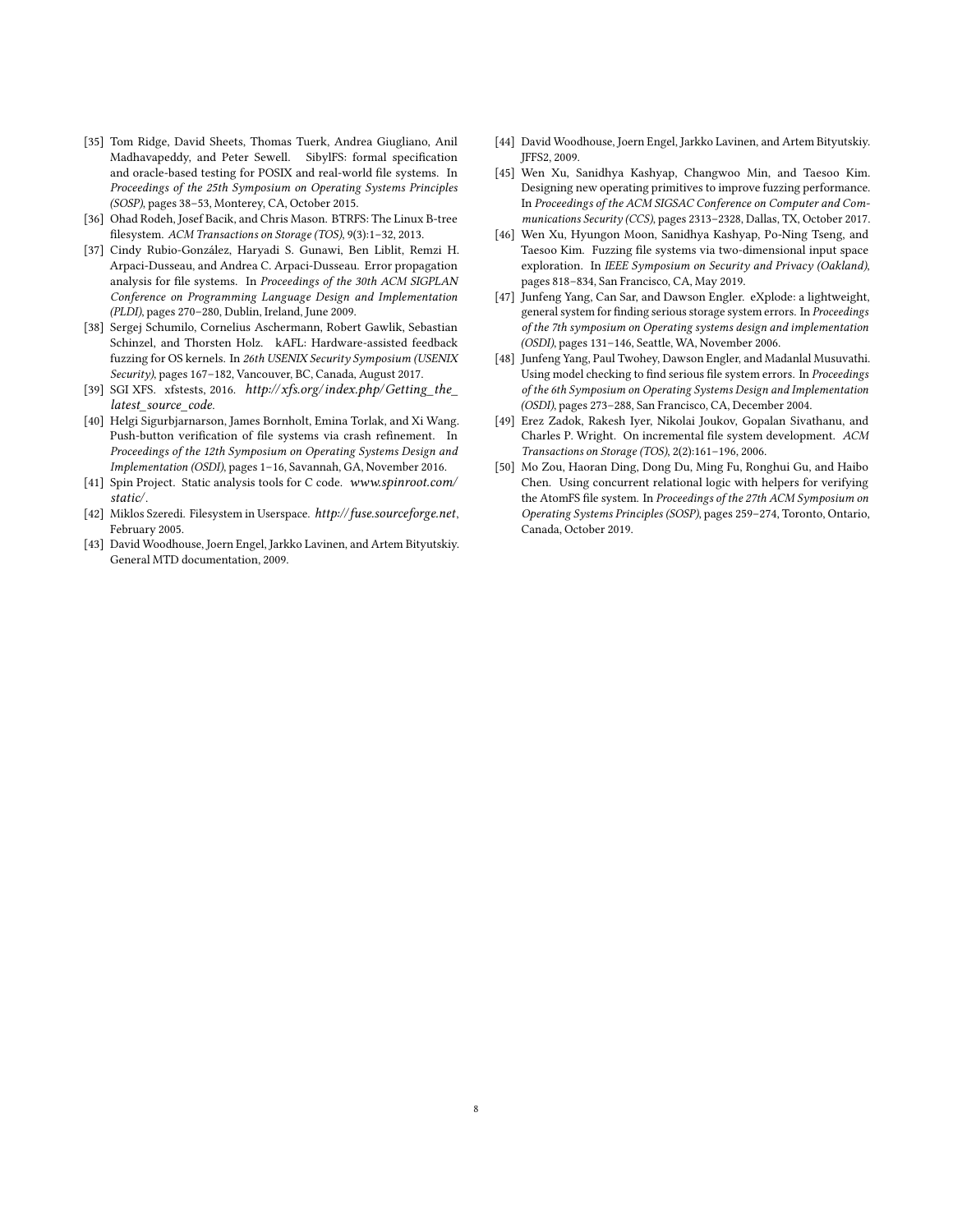[35] Tom Ridge, David Sheets, Thomas Tuerk, Andrea Giugliano, Anil Madhavapeddy, and Peter Sewell. SibylFS: formal specification and oracle-based testing for POSIX and real-world file systems. In *Proceedings of the 25th Symposium on Operating Systems Principles (SOSP)*, pages 38–53, Monterey, CA, October 2015.

[36] Ohad Rodeh, Josef Bacik, and Chris Mason. BTRFS: The Linux B-tree filesystem. *ACM Transactions on Storage (TOS)*, 9(3):1–32, 2013.

[37] Cindy Rubio-González, Haryadi S. Gunawi, Ben Liblit, Remzi H. Arpaci-Dusseau, and Andrea C. Arpaci-Dusseau. Error propagation analysis for file systems. In *Proceedings of the 30th ACM SIGPLAN Conference on Programming Language Design and Implementation (PLDI)*, pages 270–280, Dublin, Ireland, June 2009.

[38] Sergej Schumilo, Cornelius Aschermann, Robert Gawlik, Sebastian Schinzel, and Thorsten Holz. kAFL: Hardware-assisted feedback fuzzing for OS kernels. In *26th USENIX Security Symposium (USENIX Security)*, pages 167–182, Vancouver, BC, Canada, August 2017.

[39] SGI XFS. xfstests, 2016. *http://xfs.org/index.php/Getting_the_latest_source_code*.

[40] Helgi Sigurbjarnarson, James Bornholt, Emina Torlak, and Xi Wang. Push-button verification of file systems via crash refinement. In *Proceedings of the 12th Symposium on Operating Systems Design and Implementation (OSDI)*, pages 1–16, Savannah, GA, November 2016.

[41] Spin Project. Static analysis tools for C code. *www.spinroot.com/static/*.

[42] Miklos Szeredi. Filesystem in Userspace. *http://fuse.sourceforge.net*, February 2005.

[43] David Woodhouse, Joern Engel, Jarkko Lavinen, and Artem Bityutskiy. General MTD documentation, 2009.

[44] David Woodhouse, Joern Engel, Jarkko Lavinen, and Artem Bityutskiy. JFFS2, 2009.

[45] Wen Xu, Sanidhya Kashyap, Changwoo Min, and Taesoo Kim. Designing new operating primitives to improve fuzzing performance. In *Proceedings of the ACM SIGSAC Conference on Computer and Communications Security (CCS)*, pages 2313–2328, Dallas, TX, October 2017.

[46] Wen Xu, Hyungon Moon, Sanidhya Kashyap, Po-Ning Tseng, and Taesoo Kim. Fuzzing file systems via two-dimensional input space exploration. In *IEEE Symposium on Security and Privacy (Oakland)*, pages 818–834, San Francisco, CA, May 2019.

[47] Junfeng Yang, Can Sar, and Dawson Engler. eXplode: a lightweight, general system for finding serious storage system errors. In *Proceedings of the 7th symposium on Operating systems design and implementation (OSDI)*, pages 131–146, Seattle, WA, November 2006.

[48] Junfeng Yang, Paul Twohey, Dawson Engler, and Madanlal Musuvathi. Using model checking to find serious file system errors. In *Proceedings of the 6th Symposium on Operating Systems Design and Implementation (OSDI)*, pages 273–288, San Francisco, CA, December 2004.

[49] Erez Zadok, Rakesh Iyer, Nikolai Joukov, Gopalan Sivathanu, and Charles P. Wright. On incremental file system development. *ACM Transactions on Storage (TOS)*, 2(2):161–196, 2006.

[50] Mo Zou, Haoran Ding, Dong Du, Ming Fu, Ronghui Gu, and Haibo Chen. Using concurrent relational logic with helpers for verifying the AtomFS file system. In *Proceedings of the 27th ACM Symposium on Operating Systems Principles (SOSP)*, pages 259–274, Toronto, Ontario, Canada, October 2019.